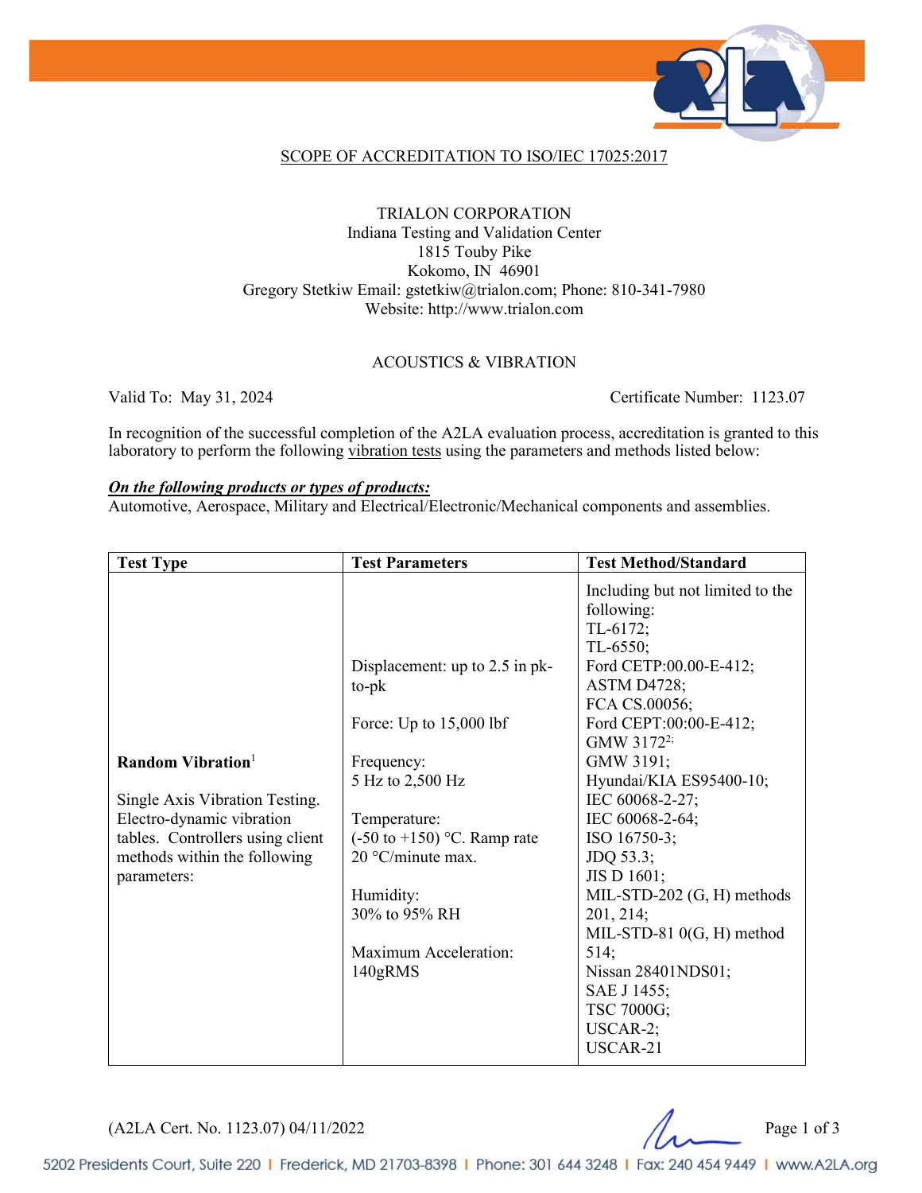SCOPE OF ACCREDITATION TO ISO/IEC 17025:2017

TRIALON CORPORATION
Indiana Testing and Validation Center
1815 Touby Pike
Kokomo, IN 46901
Gregory Stetkiw Email: gstetkiw@trialon.com; Phone: 810-341-7980
Website: http://www.trialon.com

ACOUSTICS & VIBRATION

Valid To: May 31, 2024 Certificate Number: 1123.07

In recognition of the successful completion of the A2LA evaluation process, accreditation is granted to this laboratory to perform the following vibration tests using the parameters and methods listed below:

***On the following products or types of products:***
Automotive, Aerospace, Military and Electrical/Electronic/Mechanical components and assemblies.

| Test Type | Test Parameters | Test Method/Standard |
|---|---|---|
| **Random Vibration**[1]<br><br>Single Axis Vibration Testing. Electro-dynamic vibration tables. Controllers using client methods within the following parameters: | Displacement: up to 2.5 in pk-to-pk<br><br>Force: Up to 15,000 lbf<br><br>Frequency:<br>5 Hz to 2,500 Hz<br><br>Temperature:<br>(-50 to +150) °C. Ramp rate 20 °C/minute max.<br><br>Humidity:<br>30% to 95% RH<br><br>Maximum Acceleration:<br>140gRMS | Including but not limited to the following:<br>TL-6172;<br>TL-6550;<br>Ford CETP:00.00-E-412;<br>ASTM D4728;<br>FCA CS.00056;<br>Ford CEPT:00:00-E-412;<br>GMW 3172[2;]<br>GMW 3191;<br>Hyundai/KIA ES95400-10;<br>IEC 60068-2-27;<br>IEC 60068-2-64;<br>ISO 16750-3;<br>JDQ 53.3;<br>JIS D 1601;<br>MIL-STD-202 (G, H) methods 201, 214;<br>MIL-STD-81 0(G, H) method 514;<br>Nissan 28401NDS01;<br>SAE J 1455;<br>TSC 7000G;<br>USCAR-2;<br>USCAR-21 |

(A2LA Cert. No. 1123.07) 04/11/2022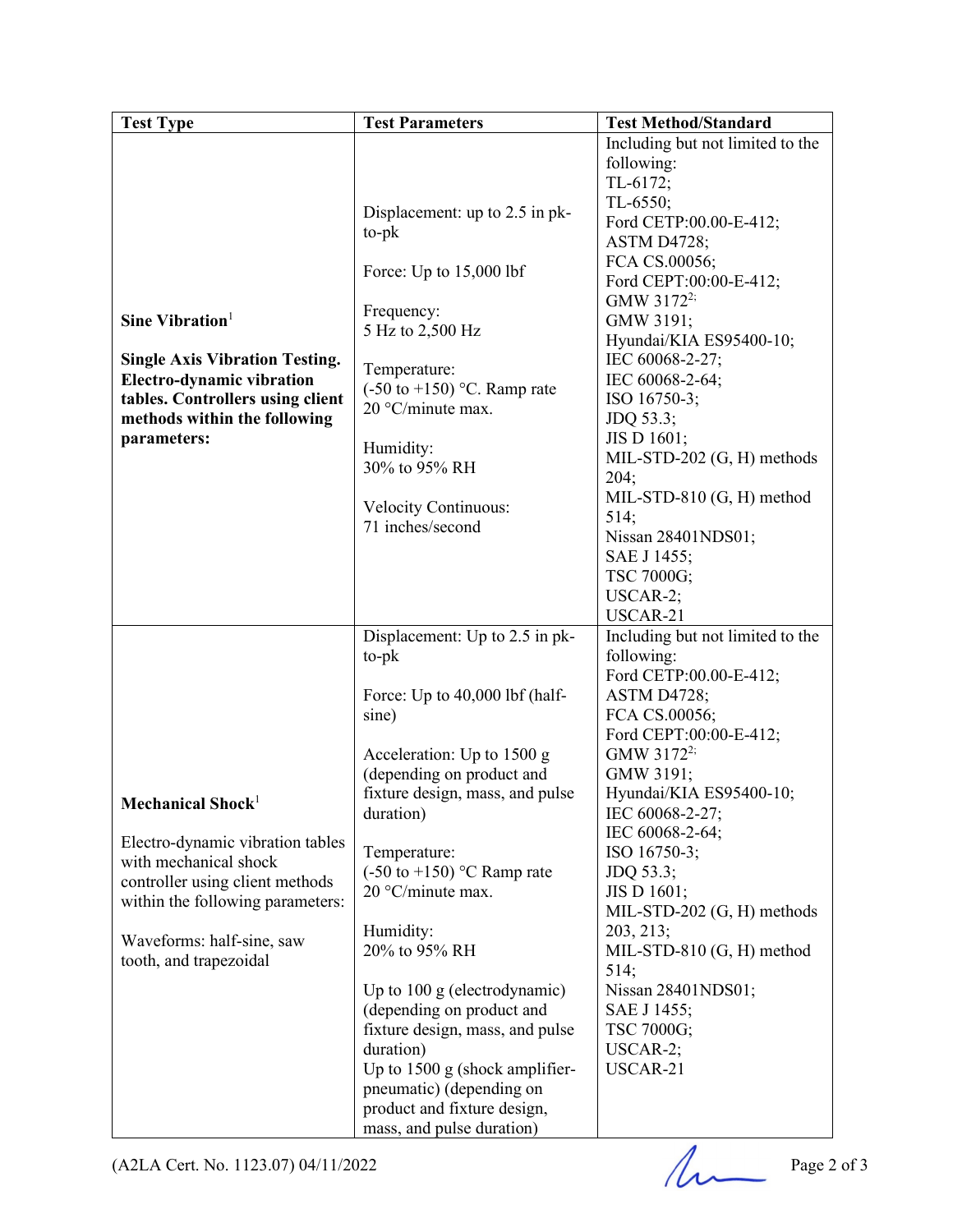| Test Type | Test Parameters | Test Method/Standard |
|---|---|---|
| **Sine Vibration**[1]<br><br>**Single Axis Vibration Testing. Electro-dynamic vibration tables. Controllers using client methods within the following parameters:** | Displacement: up to 2.5 in pk-to-pk<br><br>Force: Up to 15,000 lbf<br><br>Frequency:<br>5 Hz to 2,500 Hz<br><br>Temperature:<br>(-50 to +150) °C. Ramp rate 20 °C/minute max.<br><br>Humidity:<br>30% to 95% RH<br><br>Velocity Continuous:<br>71 inches/second | Including but not limited to the following:<br>TL-6172;<br>TL-6550;<br>Ford CETP:00.00-E-412;<br>ASTM D4728;<br>FCA CS.00056;<br>Ford CEPT:00:00-E-412;<br>GMW 3172[2;]<br>GMW 3191;<br>Hyundai/KIA ES95400-10;<br>IEC 60068-2-27;<br>IEC 60068-2-64;<br>ISO 16750-3;<br>JDQ 53.3;<br>JIS D 1601;<br>MIL-STD-202 (G, H) methods 204;<br>MIL-STD-810 (G, H) method 514;<br>Nissan 28401NDS01;<br>SAE J 1455;<br>TSC 7000G;<br>USCAR-2;<br>USCAR-21 |
| **Mechanical Shock**[1]<br><br>Electro-dynamic vibration tables with mechanical shock controller using client methods within the following parameters:<br><br>Waveforms: half-sine, saw tooth, and trapezoidal | Displacement: Up to 2.5 in pk-to-pk<br><br>Force: Up to 40,000 lbf (half-sine)<br><br>Acceleration: Up to 1500 g (depending on product and fixture design, mass, and pulse duration)<br><br>Temperature:<br>(-50 to +150) °C Ramp rate 20 °C/minute max.<br><br>Humidity:<br>20% to 95% RH<br><br>Up to 100 g (electrodynamic) (depending on product and fixture design, mass, and pulse duration)<br>Up to 1500 g (shock amplifier-pneumatic) (depending on product and fixture design, mass, and pulse duration) | Including but not limited to the following:<br>Ford CETP:00.00-E-412;<br>ASTM D4728;<br>FCA CS.00056;<br>Ford CEPT:00:00-E-412;<br>GMW 3172[2;]<br>GMW 3191;<br>Hyundai/KIA ES95400-10;<br>IEC 60068-2-27;<br>IEC 60068-2-64;<br>ISO 16750-3;<br>JDQ 53.3;<br>JIS D 1601;<br>MIL-STD-202 (G, H) methods 203, 213;<br>MIL-STD-810 (G, H) method 514;<br>Nissan 28401NDS01;<br>SAE J 1455;<br>TSC 7000G;<br>USCAR-2;<br>USCAR-21 |

(A2LA Cert. No. 1123.07) 04/11/2022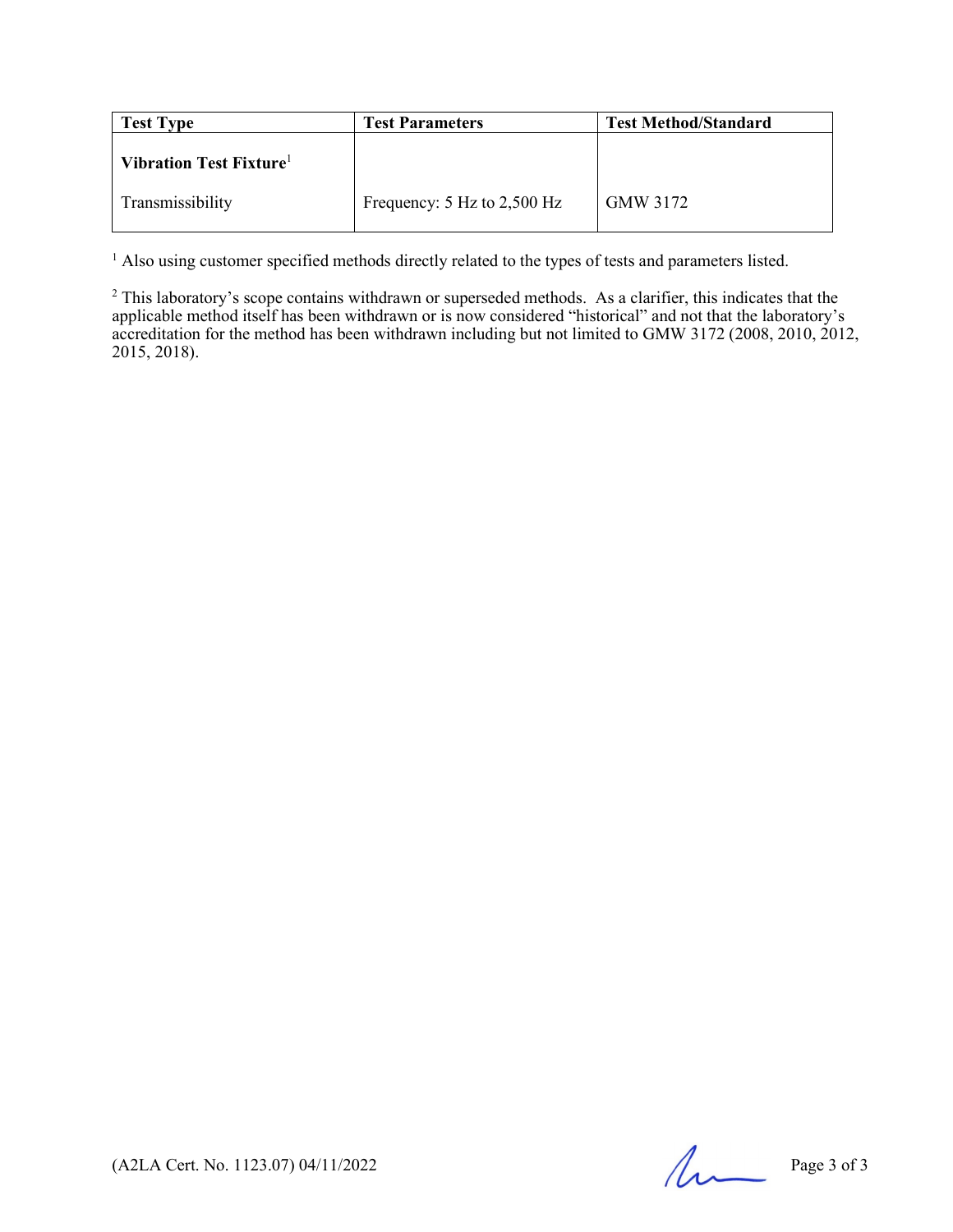| Test Type | Test Parameters | Test Method/Standard |
|---|---|---|
| **Vibration Test Fixture**[1] | | |
| Transmissibility | Frequency: 5 Hz to 2,500 Hz | GMW 3172 |

[1] Also using customer specified methods directly related to the types of tests and parameters listed.

[2] This laboratory's scope contains withdrawn or superseded methods. As a clarifier, this indicates that the applicable method itself has been withdrawn or is now considered "historical" and not that the laboratory's accreditation for the method has been withdrawn including but not limited to GMW 3172 (2008, 2010, 2012, 2015, 2018).

(A2LA Cert. No. 1123.07) 04/11/2022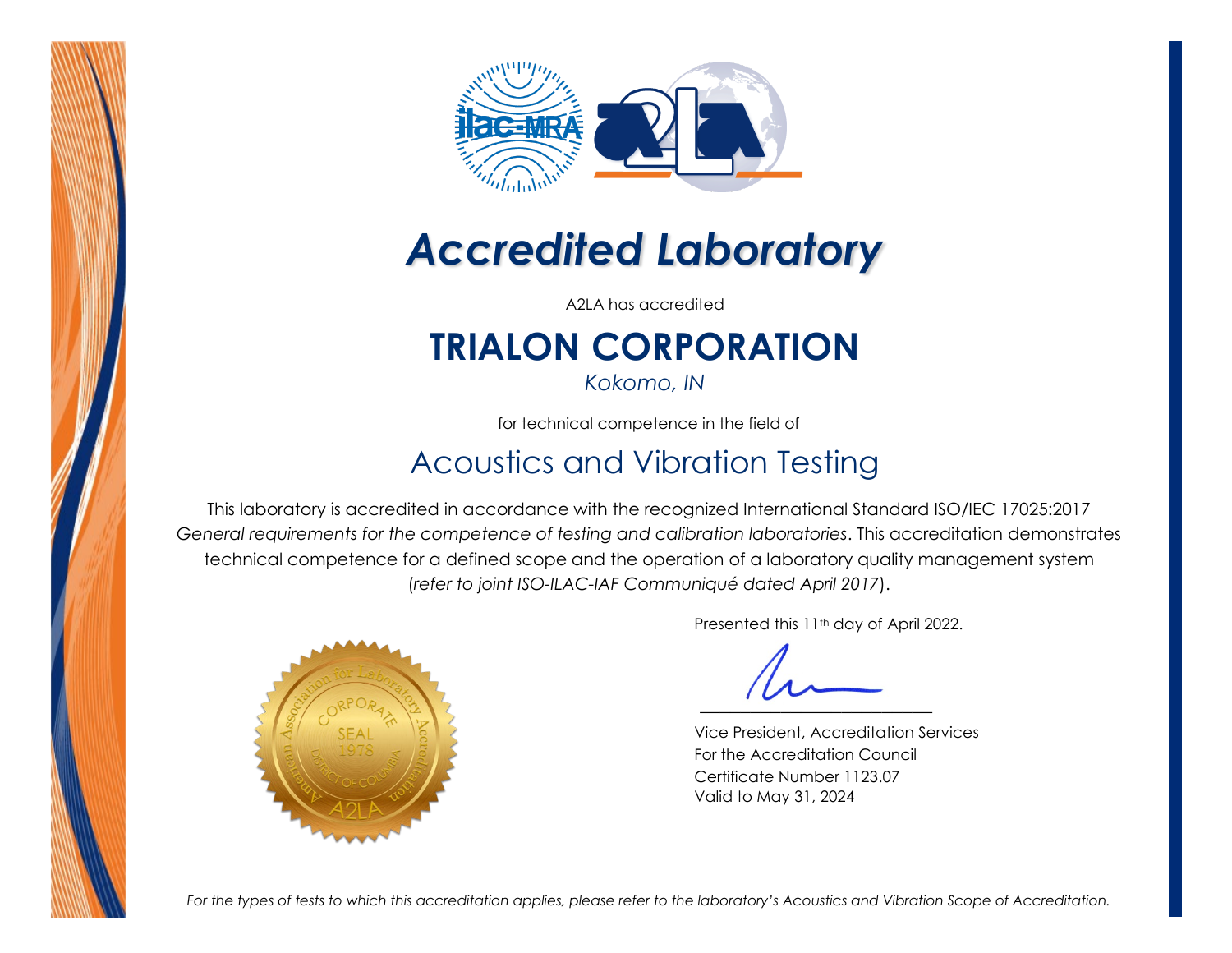# *Accredited Laboratory*

A2LA has accredited

## TRIALON CORPORATION

*Kokomo, IN*

for technical competence in the field of

## Acoustics and Vibration Testing

This laboratory is accredited in accordance with the recognized International Standard ISO/IEC 17025:2017 *General requirements for the competence of testing and calibration laboratories*. This accreditation demonstrates technical competence for a defined scope and the operation of a laboratory quality management system (*refer to joint ISO-ILAC-IAF Communiqué dated April 2017*).

Presented this 11th day of April 2022.

Vice President, Accreditation Services
For the Accreditation Council
Certificate Number 1123.07
Valid to May 31, 2024

*For the types of tests to which this accreditation applies, please refer to the laboratory's Acoustics and Vibration Scope of Accreditation.*